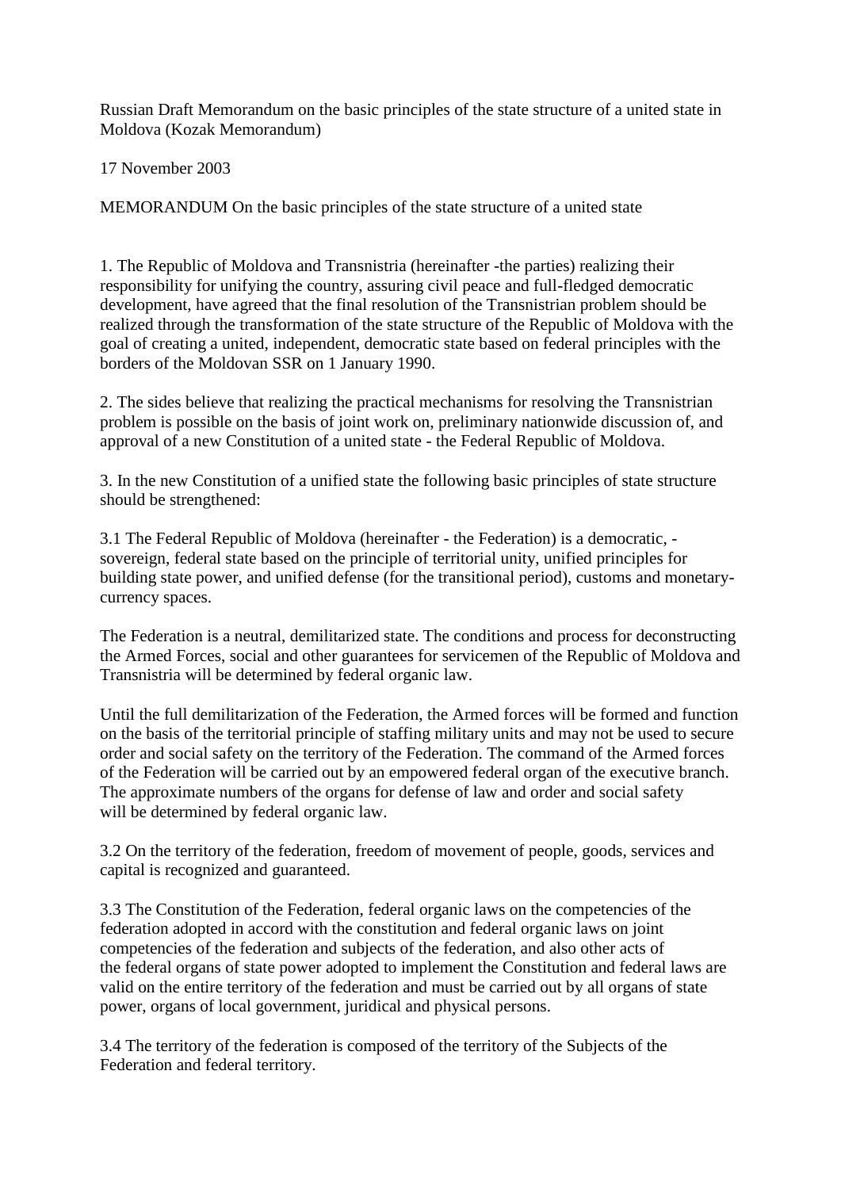Russian Draft Memorandum on the basic principles of the state structure of a united state in Moldova (Kozak Memorandum)

17 November 2003

MEMORANDUM On the basic principles of the state structure of a united state

1. The Republic of Moldova and Transnistria (hereinafter -the parties) realizing their responsibility for unifying the country, assuring civil peace and full-fledged democratic development, have agreed that the final resolution of the Transnistrian problem should be realized through the transformation of the state structure of the Republic of Moldova with the goal of creating a united, independent, democratic state based on federal principles with the borders of the Moldovan SSR on 1 January 1990.

2. The sides believe that realizing the practical mechanisms for resolving the Transnistrian problem is possible on the basis of joint work on, preliminary nationwide discussion of, and approval of a new Constitution of a united state - the Federal Republic of Moldova.

3. In the new Constitution of a unified state the following basic principles of state structure should be strengthened:

3.1 The Federal Republic of Moldova (hereinafter - the Federation) is a democratic, - sovereign, federal state based on the principle of territorial unity, unified principles for building state power, and unified defense (for the transitional period), customs and monetary-currency spaces.

The Federation is a neutral, demilitarized state. The conditions and process for deconstructing the Armed Forces, social and other guarantees for servicemen of the Republic of Moldova and Transnistria will be determined by federal organic law.

Until the full demilitarization of the Federation, the Armed forces will be formed and function on the basis of the territorial principle of staffing military units and may not be used to secure order and social safety on the territory of the Federation. The command of the Armed forces of the Federation will be carried out by an empowered federal organ of the executive branch. The approximate numbers of the organs for defense of law and order and social safety will be determined by federal organic law.

3.2 On the territory of the federation, freedom of movement of people, goods, services and capital is recognized and guaranteed.

3.3 The Constitution of the Federation, federal organic laws on the competencies of the federation adopted in accord with the constitution and federal organic laws on joint competencies of the federation and subjects of the federation, and also other acts of the federal organs of state power adopted to implement the Constitution and federal laws are valid on the entire territory of the federation and must be carried out by all organs of state power, organs of local government, juridical and physical persons.

3.4 The territory of the federation is composed of the territory of the Subjects of the Federation and federal territory.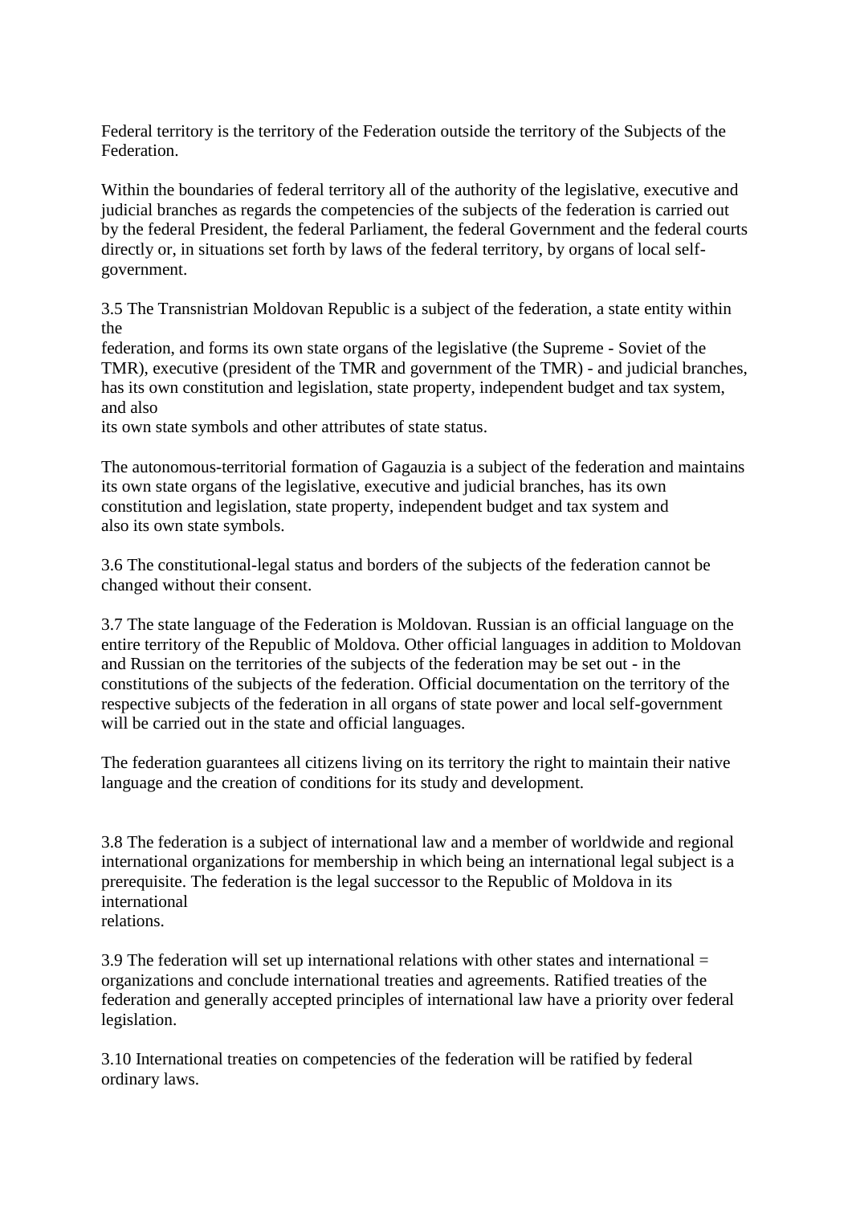Federal territory is the territory of the Federation outside the territory of the Subjects of the Federation.

Within the boundaries of federal territory all of the authority of the legislative, executive and judicial branches as regards the competencies of the subjects of the federation is carried out by the federal President, the federal Parliament, the federal Government and the federal courts directly or, in situations set forth by laws of the federal territory, by organs of local self-government.

3.5 The Transnistrian Moldovan Republic is a subject of the federation, a state entity within the federation, and forms its own state organs of the legislative (the Supreme - Soviet of the TMR), executive (president of the TMR and government of the TMR) - and judicial branches, has its own constitution and legislation, state property, independent budget and tax system, and also its own state symbols and other attributes of state status.

The autonomous-territorial formation of Gagauzia is a subject of the federation and maintains its own state organs of the legislative, executive and judicial branches, has its own constitution and legislation, state property, independent budget and tax system and also its own state symbols.

3.6 The constitutional-legal status and borders of the subjects of the federation cannot be changed without their consent.

3.7 The state language of the Federation is Moldovan. Russian is an official language on the entire territory of the Republic of Moldova. Other official languages in addition to Moldovan and Russian on the territories of the subjects of the federation may be set out - in the constitutions of the subjects of the federation. Official documentation on the territory of the respective subjects of the federation in all organs of state power and local self-government will be carried out in the state and official languages.

The federation guarantees all citizens living on its territory the right to maintain their native language and the creation of conditions for its study and development.

3.8 The federation is a subject of international law and a member of worldwide and regional international organizations for membership in which being an international legal subject is a prerequisite. The federation is the legal successor to the Republic of Moldova in its international relations.

3.9 The federation will set up international relations with other states and international = organizations and conclude international treaties and agreements. Ratified treaties of the federation and generally accepted principles of international law have a priority over federal legislation.

3.10 International treaties on competencies of the federation will be ratified by federal ordinary laws.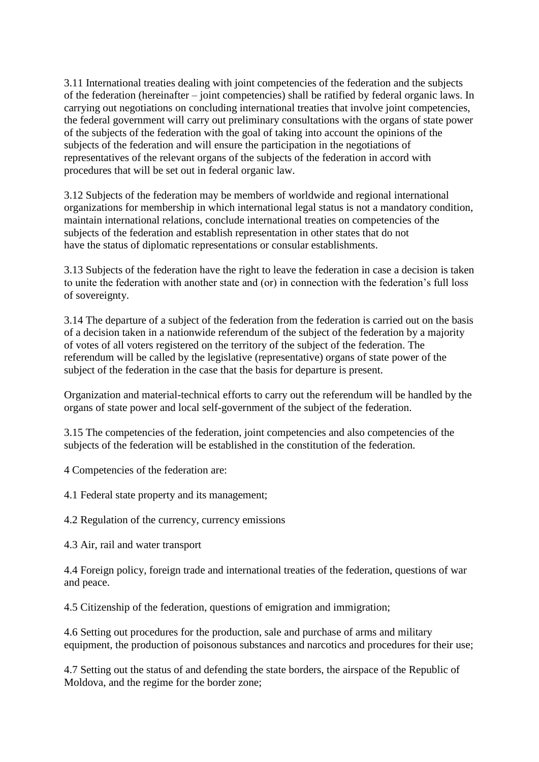3.11 International treaties dealing with joint competencies of the federation and the subjects of the federation (hereinafter – joint competencies) shall be ratified by federal organic laws. In carrying out negotiations on concluding international treaties that involve joint competencies, the federal government will carry out preliminary consultations with the organs of state power of the subjects of the federation with the goal of taking into account the opinions of the subjects of the federation and will ensure the participation in the negotiations of representatives of the relevant organs of the subjects of the federation in accord with procedures that will be set out in federal organic law.

3.12 Subjects of the federation may be members of worldwide and regional international organizations for membership in which international legal status is not a mandatory condition, maintain international relations, conclude international treaties on competencies of the subjects of the federation and establish representation in other states that do not have the status of diplomatic representations or consular establishments.

3.13 Subjects of the federation have the right to leave the federation in case a decision is taken to unite the federation with another state and (or) in connection with the federation's full loss of sovereignty.

3.14 The departure of a subject of the federation from the federation is carried out on the basis of a decision taken in a nationwide referendum of the subject of the federation by a majority of votes of all voters registered on the territory of the subject of the federation. The referendum will be called by the legislative (representative) organs of state power of the subject of the federation in the case that the basis for departure is present.

Organization and material-technical efforts to carry out the referendum will be handled by the organs of state power and local self-government of the subject of the federation.

3.15 The competencies of the federation, joint competencies and also competencies of the subjects of the federation will be established in the constitution of the federation.

4 Competencies of the federation are:

4.1 Federal state property and its management;

4.2 Regulation of the currency, currency emissions

4.3 Air, rail and water transport

4.4 Foreign policy, foreign trade and international treaties of the federation, questions of war and peace.

4.5 Citizenship of the federation, questions of emigration and immigration;

4.6 Setting out procedures for the production, sale and purchase of arms and military equipment, the production of poisonous substances and narcotics and procedures for their use;

4.7 Setting out the status of and defending the state borders, the airspace of the Republic of Moldova, and the regime for the border zone;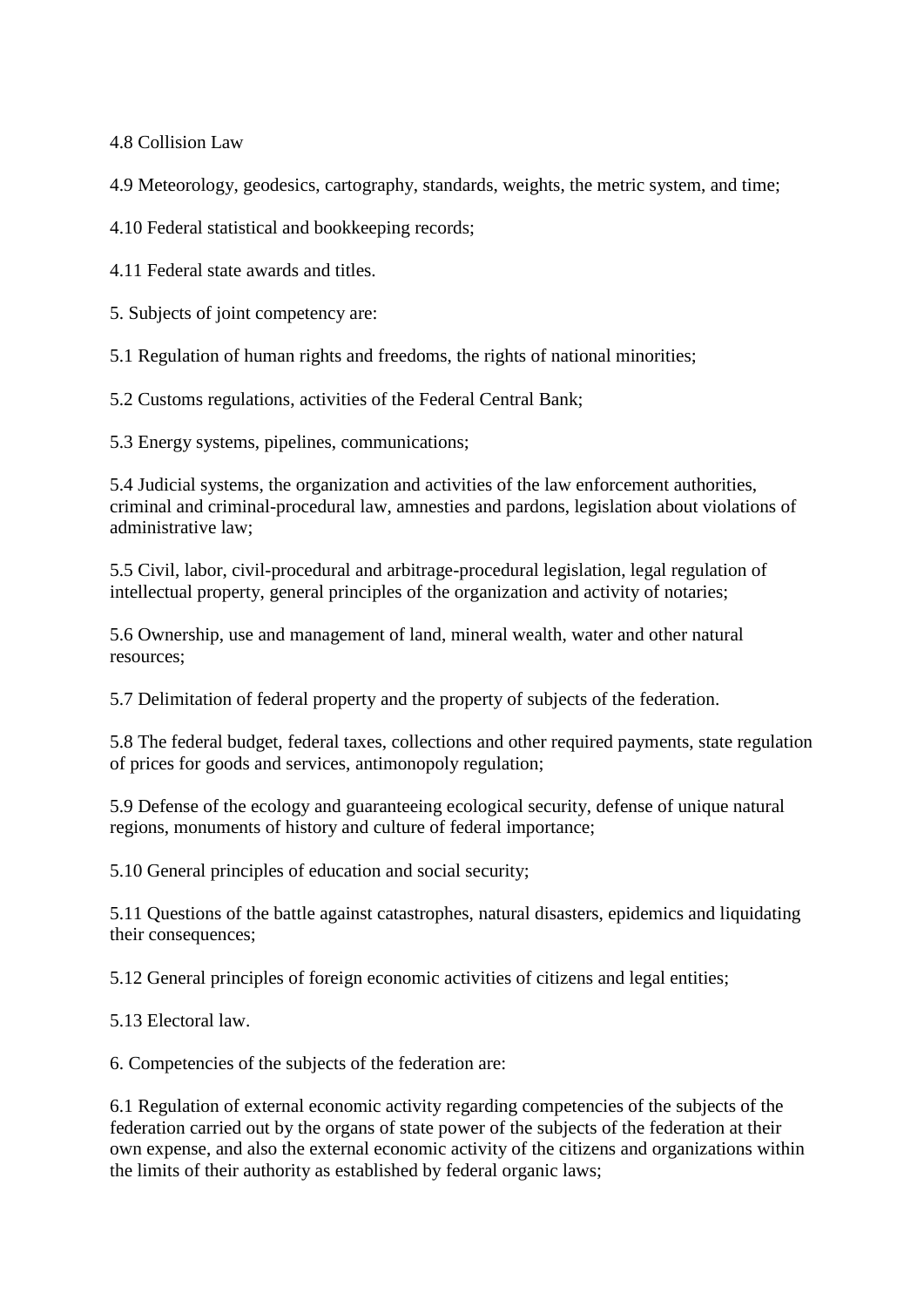4.8 Collision Law

4.9 Meteorology, geodesics, cartography, standards, weights, the metric system, and time;

4.10 Federal statistical and bookkeeping records;

4.11 Federal state awards and titles.

5. Subjects of joint competency are:

5.1 Regulation of human rights and freedoms, the rights of national minorities;

5.2 Customs regulations, activities of the Federal Central Bank;

5.3 Energy systems, pipelines, communications;

5.4 Judicial systems, the organization and activities of the law enforcement authorities, criminal and criminal-procedural law, amnesties and pardons, legislation about violations of administrative law;

5.5 Civil, labor, civil-procedural and arbitrage-procedural legislation, legal regulation of intellectual property, general principles of the organization and activity of notaries;

5.6 Ownership, use and management of land, mineral wealth, water and other natural resources;

5.7 Delimitation of federal property and the property of subjects of the federation.

5.8 The federal budget, federal taxes, collections and other required payments, state regulation of prices for goods and services, antimonopoly regulation;

5.9 Defense of the ecology and guaranteeing ecological security, defense of unique natural regions, monuments of history and culture of federal importance;

5.10 General principles of education and social security;

5.11 Questions of the battle against catastrophes, natural disasters, epidemics and liquidating their consequences;

5.12 General principles of foreign economic activities of citizens and legal entities;

5.13 Electoral law.

6. Competencies of the subjects of the federation are:

6.1 Regulation of external economic activity regarding competencies of the subjects of the federation carried out by the organs of state power of the subjects of the federation at their own expense, and also the external economic activity of the citizens and organizations within the limits of their authority as established by federal organic laws;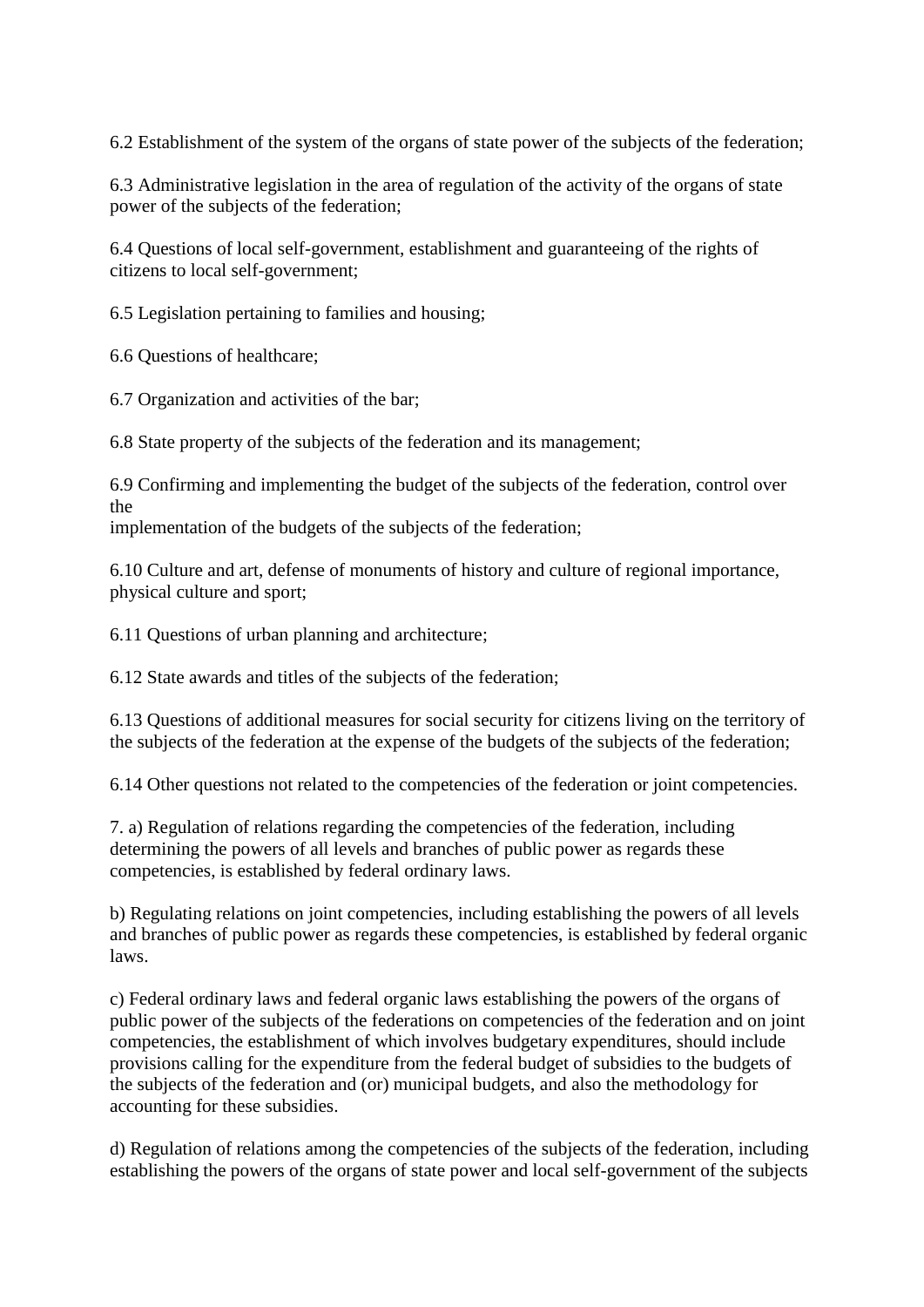6.2 Establishment of the system of the organs of state power of the subjects of the federation;

6.3 Administrative legislation in the area of regulation of the activity of the organs of state power of the subjects of the federation;

6.4 Questions of local self-government, establishment and guaranteeing of the rights of citizens to local self-government;

6.5 Legislation pertaining to families and housing;

6.6 Questions of healthcare;

6.7 Organization and activities of the bar;

6.8 State property of the subjects of the federation and its management;

6.9 Confirming and implementing the budget of the subjects of the federation, control over the
implementation of the budgets of the subjects of the federation;

6.10 Culture and art, defense of monuments of history and culture of regional importance, physical culture and sport;

6.11 Questions of urban planning and architecture;

6.12 State awards and titles of the subjects of the federation;

6.13 Questions of additional measures for social security for citizens living on the territory of the subjects of the federation at the expense of the budgets of the subjects of the federation;

6.14 Other questions not related to the competencies of the federation or joint competencies.

7. a) Regulation of relations regarding the competencies of the federation, including determining the powers of all levels and branches of public power as regards these competencies, is established by federal ordinary laws.

b) Regulating relations on joint competencies, including establishing the powers of all levels and branches of public power as regards these competencies, is established by federal organic laws.

c) Federal ordinary laws and federal organic laws establishing the powers of the organs of public power of the subjects of the federations on competencies of the federation and on joint competencies, the establishment of which involves budgetary expenditures, should include provisions calling for the expenditure from the federal budget of subsidies to the budgets of the subjects of the federation and (or) municipal budgets, and also the methodology for accounting for these subsidies.

d) Regulation of relations among the competencies of the subjects of the federation, including establishing the powers of the organs of state power and local self-government of the subjects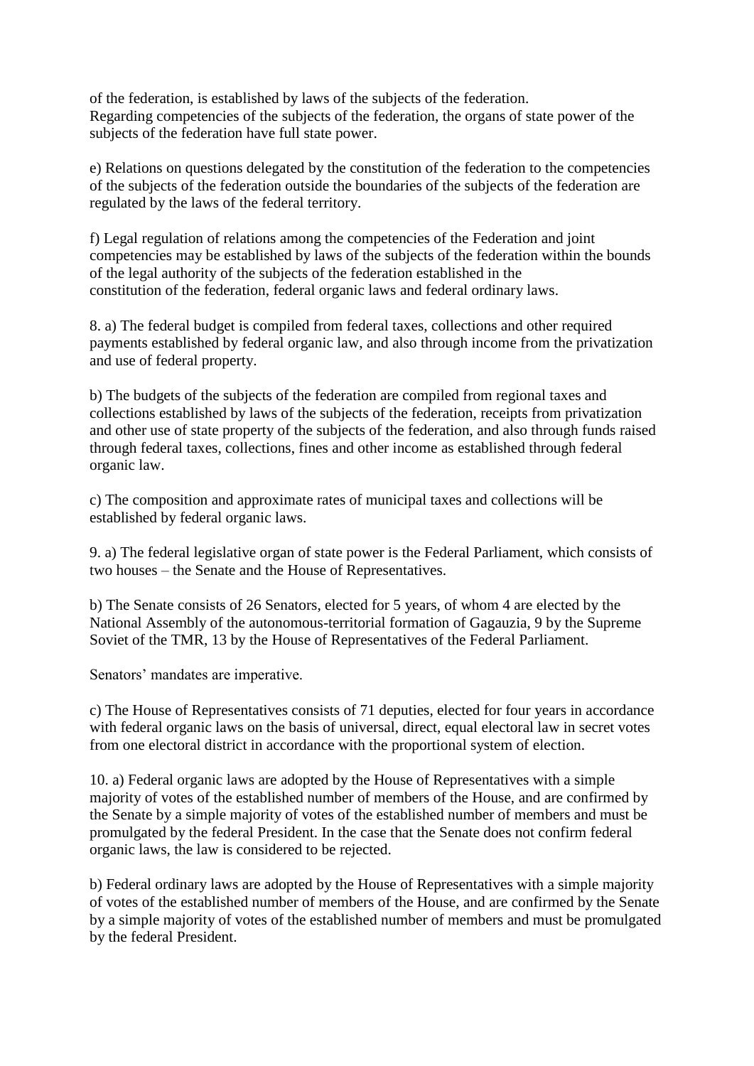of the federation, is established by laws of the subjects of the federation.
Regarding competencies of the subjects of the federation, the organs of state power of the subjects of the federation have full state power.

e) Relations on questions delegated by the constitution of the federation to the competencies of the subjects of the federation outside the boundaries of the subjects of the federation are regulated by the laws of the federal territory.

f) Legal regulation of relations among the competencies of the Federation and joint competencies may be established by laws of the subjects of the federation within the bounds of the legal authority of the subjects of the federation established in the constitution of the federation, federal organic laws and federal ordinary laws.

8. a) The federal budget is compiled from federal taxes, collections and other required payments established by federal organic law, and also through income from the privatization and use of federal property.

b) The budgets of the subjects of the federation are compiled from regional taxes and collections established by laws of the subjects of the federation, receipts from privatization and other use of state property of the subjects of the federation, and also through funds raised through federal taxes, collections, fines and other income as established through federal organic law.

c) The composition and approximate rates of municipal taxes and collections will be established by federal organic laws.

9. a) The federal legislative organ of state power is the Federal Parliament, which consists of two houses – the Senate and the House of Representatives.

b) The Senate consists of 26 Senators, elected for 5 years, of whom 4 are elected by the National Assembly of the autonomous-territorial formation of Gagauzia, 9 by the Supreme Soviet of the TMR, 13 by the House of Representatives of the Federal Parliament.

Senators' mandates are imperative.

c) The House of Representatives consists of 71 deputies, elected for four years in accordance with federal organic laws on the basis of universal, direct, equal electoral law in secret votes from one electoral district in accordance with the proportional system of election.

10. a) Federal organic laws are adopted by the House of Representatives with a simple majority of votes of the established number of members of the House, and are confirmed by the Senate by a simple majority of votes of the established number of members and must be promulgated by the federal President. In the case that the Senate does not confirm federal organic laws, the law is considered to be rejected.

b) Federal ordinary laws are adopted by the House of Representatives with a simple majority of votes of the established number of members of the House, and are confirmed by the Senate by a simple majority of votes of the established number of members and must be promulgated by the federal President.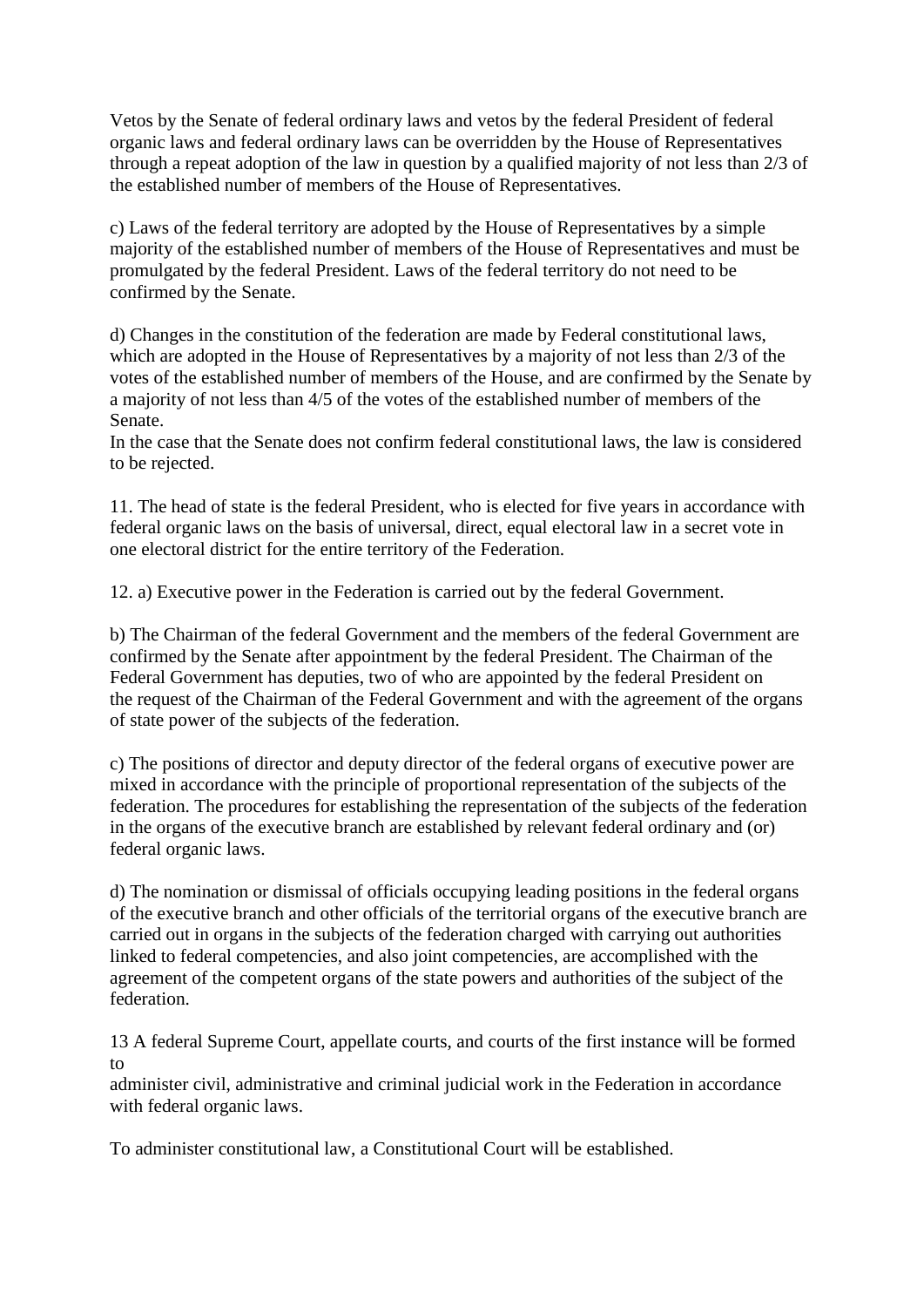Vetos by the Senate of federal ordinary laws and vetos by the federal President of federal organic laws and federal ordinary laws can be overridden by the House of Representatives through a repeat adoption of the law in question by a qualified majority of not less than 2/3 of the established number of members of the House of Representatives.

c) Laws of the federal territory are adopted by the House of Representatives by a simple majority of the established number of members of the House of Representatives and must be promulgated by the federal President. Laws of the federal territory do not need to be confirmed by the Senate.

d) Changes in the constitution of the federation are made by Federal constitutional laws, which are adopted in the House of Representatives by a majority of not less than 2/3 of the votes of the established number of members of the House, and are confirmed by the Senate by a majority of not less than 4/5 of the votes of the established number of members of the Senate.
In the case that the Senate does not confirm federal constitutional laws, the law is considered to be rejected.

11. The head of state is the federal President, who is elected for five years in accordance with federal organic laws on the basis of universal, direct, equal electoral law in a secret vote in one electoral district for the entire territory of the Federation.

12. a) Executive power in the Federation is carried out by the federal Government.

b) The Chairman of the federal Government and the members of the federal Government are confirmed by the Senate after appointment by the federal President. The Chairman of the Federal Government has deputies, two of who are appointed by the federal President on the request of the Chairman of the Federal Government and with the agreement of the organs of state power of the subjects of the federation.

c) The positions of director and deputy director of the federal organs of executive power are mixed in accordance with the principle of proportional representation of the subjects of the federation. The procedures for establishing the representation of the subjects of the federation in the organs of the executive branch are established by relevant federal ordinary and (or) federal organic laws.

d) The nomination or dismissal of officials occupying leading positions in the federal organs of the executive branch and other officials of the territorial organs of the executive branch are carried out in organs in the subjects of the federation charged with carrying out authorities linked to federal competencies, and also joint competencies, are accomplished with the agreement of the competent organs of the state powers and authorities of the subject of the federation.

13 A federal Supreme Court, appellate courts, and courts of the first instance will be formed to
administer civil, administrative and criminal judicial work in the Federation in accordance with federal organic laws.

To administer constitutional law, a Constitutional Court will be established.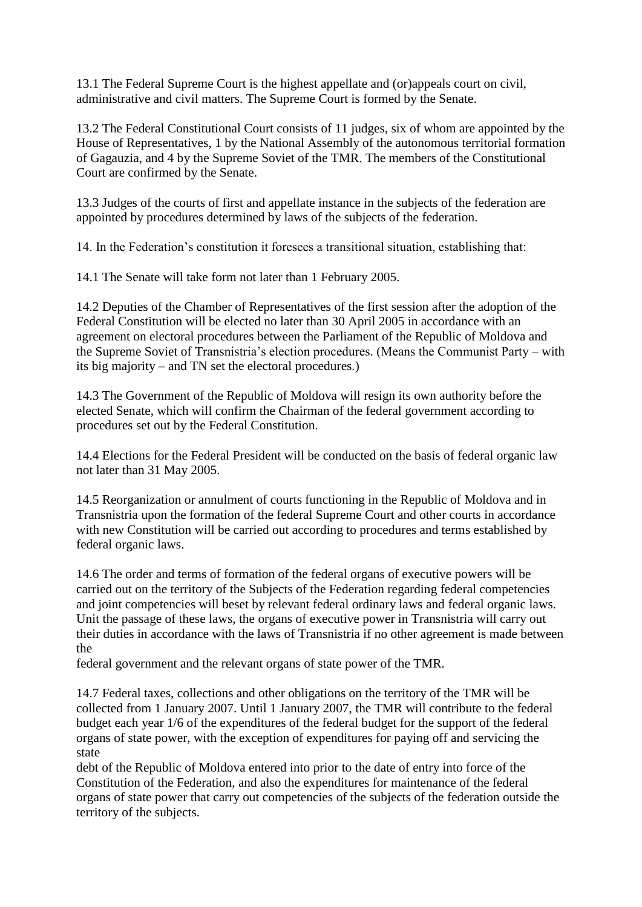13.1 The Federal Supreme Court is the highest appellate and (or)appeals court on civil, administrative and civil matters. The Supreme Court is formed by the Senate.

13.2 The Federal Constitutional Court consists of 11 judges, six of whom are appointed by the House of Representatives, 1 by the National Assembly of the autonomous territorial formation of Gagauzia, and 4 by the Supreme Soviet of the TMR. The members of the Constitutional Court are confirmed by the Senate.

13.3 Judges of the courts of first and appellate instance in the subjects of the federation are appointed by procedures determined by laws of the subjects of the federation.

14. In the Federation's constitution it foresees a transitional situation, establishing that:

14.1 The Senate will take form not later than 1 February 2005.

14.2 Deputies of the Chamber of Representatives of the first session after the adoption of the Federal Constitution will be elected no later than 30 April 2005 in accordance with an agreement on electoral procedures between the Parliament of the Republic of Moldova and the Supreme Soviet of Transnistria's election procedures. (Means the Communist Party – with its big majority – and TN set the electoral procedures.)

14.3 The Government of the Republic of Moldova will resign its own authority before the elected Senate, which will confirm the Chairman of the federal government according to procedures set out by the Federal Constitution.

14.4 Elections for the Federal President will be conducted on the basis of federal organic law not later than 31 May 2005.

14.5 Reorganization or annulment of courts functioning in the Republic of Moldova and in Transnistria upon the formation of the federal Supreme Court and other courts in accordance with new Constitution will be carried out according to procedures and terms established by federal organic laws.

14.6 The order and terms of formation of the federal organs of executive powers will be carried out on the territory of the Subjects of the Federation regarding federal competencies and joint competencies will beset by relevant federal ordinary laws and federal organic laws. Unit the passage of these laws, the organs of executive power in Transnistria will carry out their duties in accordance with the laws of Transnistria if no other agreement is made between the federal government and the relevant organs of state power of the TMR.

14.7 Federal taxes, collections and other obligations on the territory of the TMR will be collected from 1 January 2007. Until 1 January 2007, the TMR will contribute to the federal budget each year 1/6 of the expenditures of the federal budget for the support of the federal organs of state power, with the exception of expenditures for paying off and servicing the state debt of the Republic of Moldova entered into prior to the date of entry into force of the Constitution of the Federation, and also the expenditures for maintenance of the federal organs of state power that carry out competencies of the subjects of the federation outside the territory of the subjects.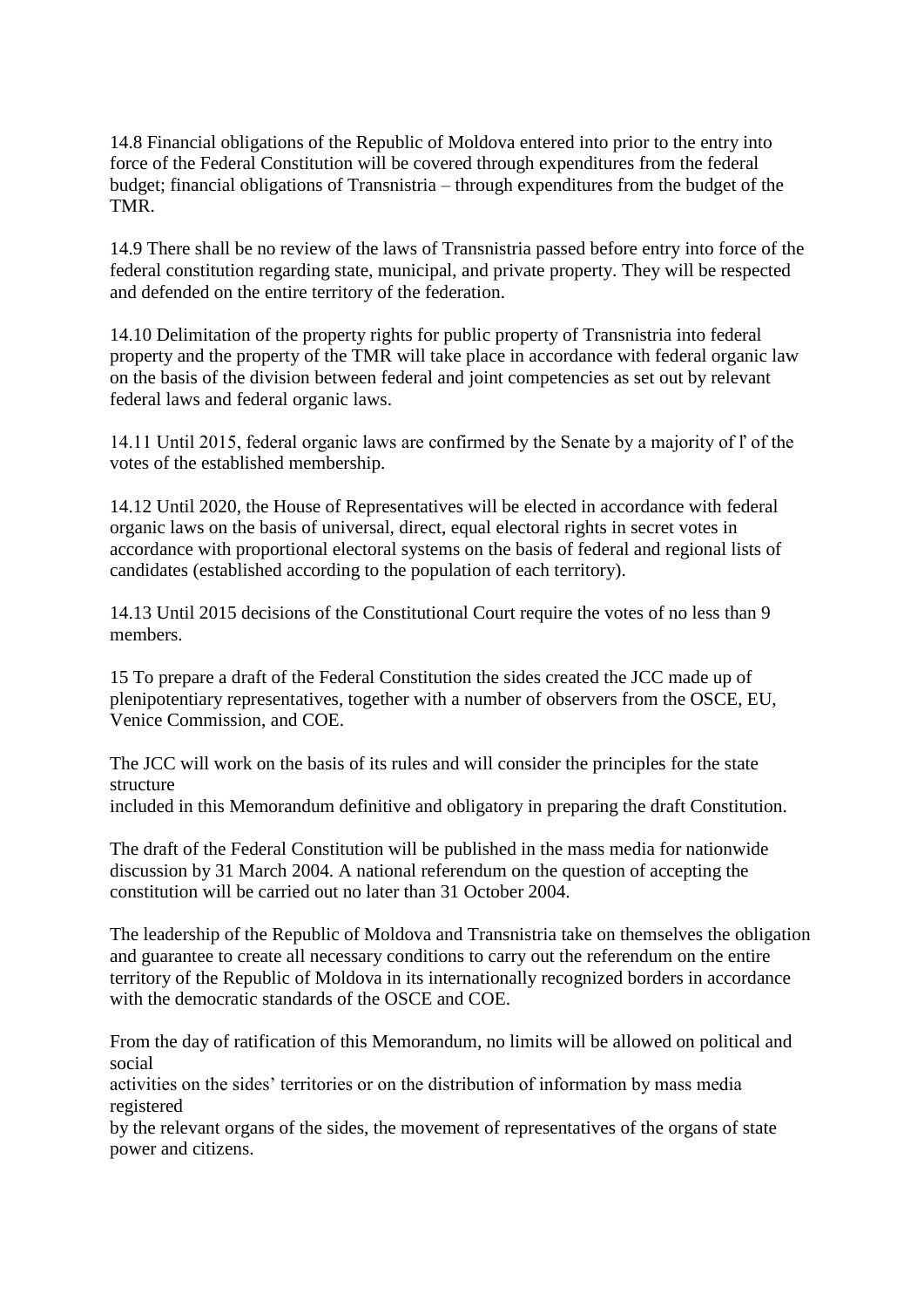14.8 Financial obligations of the Republic of Moldova entered into prior to the entry into force of the Federal Constitution will be covered through expenditures from the federal budget; financial obligations of Transnistria – through expenditures from the budget of the TMR.

14.9 There shall be no review of the laws of Transnistria passed before entry into force of the federal constitution regarding state, municipal, and private property. They will be respected and defended on the entire territory of the federation.

14.10 Delimitation of the property rights for public property of Transnistria into federal property and the property of the TMR will take place in accordance with federal organic law on the basis of the division between federal and joint competencies as set out by relevant federal laws and federal organic laws.

14.11 Until 2015, federal organic laws are confirmed by the Senate by a majority of l' of the votes of the established membership.

14.12 Until 2020, the House of Representatives will be elected in accordance with federal organic laws on the basis of universal, direct, equal electoral rights in secret votes in accordance with proportional electoral systems on the basis of federal and regional lists of candidates (established according to the population of each territory).

14.13 Until 2015 decisions of the Constitutional Court require the votes of no less than 9 members.

15 To prepare a draft of the Federal Constitution the sides created the JCC made up of plenipotentiary representatives, together with a number of observers from the OSCE, EU, Venice Commission, and COE.

The JCC will work on the basis of its rules and will consider the principles for the state structure
included in this Memorandum definitive and obligatory in preparing the draft Constitution.

The draft of the Federal Constitution will be published in the mass media for nationwide discussion by 31 March 2004. A national referendum on the question of accepting the constitution will be carried out no later than 31 October 2004.

The leadership of the Republic of Moldova and Transnistria take on themselves the obligation and guarantee to create all necessary conditions to carry out the referendum on the entire territory of the Republic of Moldova in its internationally recognized borders in accordance with the democratic standards of the OSCE and COE.

From the day of ratification of this Memorandum, no limits will be allowed on political and social
activities on the sides' territories or on the distribution of information by mass media registered
by the relevant organs of the sides, the movement of representatives of the organs of state power and citizens.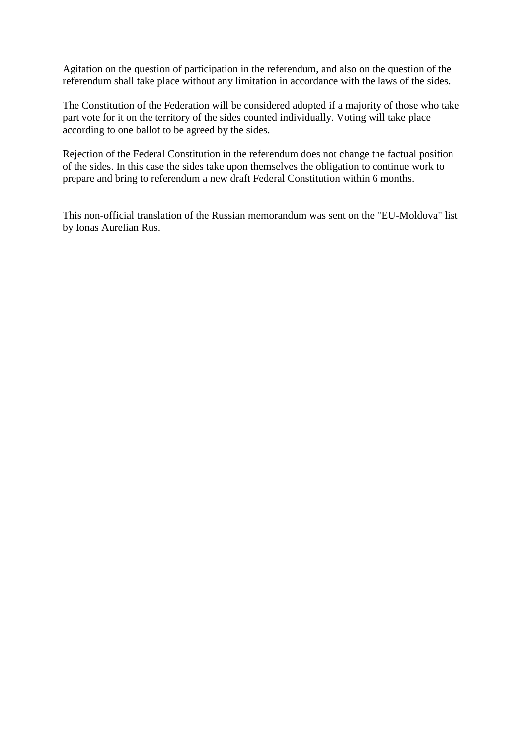Agitation on the question of participation in the referendum, and also on the question of the referendum shall take place without any limitation in accordance with the laws of the sides.

The Constitution of the Federation will be considered adopted if a majority of those who take part vote for it on the territory of the sides counted individually. Voting will take place according to one ballot to be agreed by the sides.

Rejection of the Federal Constitution in the referendum does not change the factual position of the sides. In this case the sides take upon themselves the obligation to continue work to prepare and bring to referendum a new draft Federal Constitution within 6 months.

This non-official translation of the Russian memorandum was sent on the "EU-Moldova" list by Ionas Aurelian Rus.